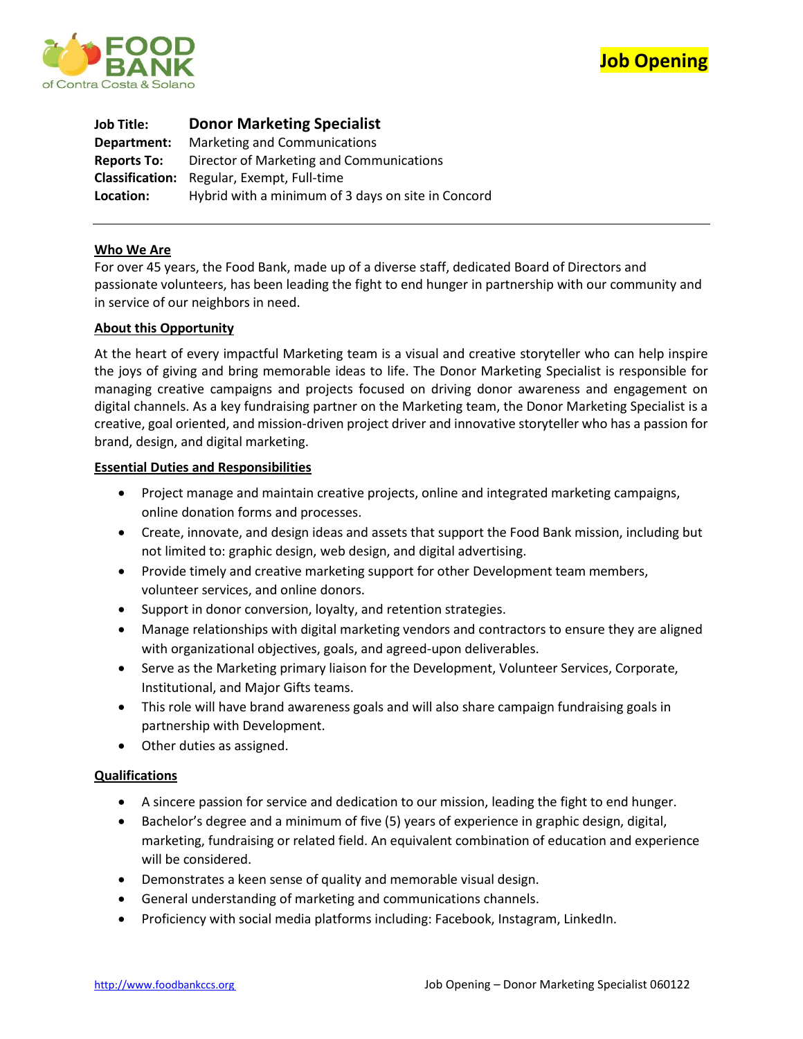FOOD BANK
of Contra Costa & Solano

**Job Opening**

**Job Title:** **Donor Marketing Specialist**
**Department:** Marketing and Communications
**Reports To:** Director of Marketing and Communications
**Classification:** Regular, Exempt, Full-time
**Location:** Hybrid with a minimum of 3 days on site in Concord

---

## Who We Are

For over 45 years, the Food Bank, made up of a diverse staff, dedicated Board of Directors and passionate volunteers, has been leading the fight to end hunger in partnership with our community and in service of our neighbors in need.

## About this Opportunity

At the heart of every impactful Marketing team is a visual and creative storyteller who can help inspire the joys of giving and bring memorable ideas to life. The Donor Marketing Specialist is responsible for managing creative campaigns and projects focused on driving donor awareness and engagement on digital channels. As a key fundraising partner on the Marketing team, the Donor Marketing Specialist is a creative, goal oriented, and mission-driven project driver and innovative storyteller who has a passion for brand, design, and digital marketing.

## Essential Duties and Responsibilities

- Project manage and maintain creative projects, online and integrated marketing campaigns, online donation forms and processes.
- Create, innovate, and design ideas and assets that support the Food Bank mission, including but not limited to: graphic design, web design, and digital advertising.
- Provide timely and creative marketing support for other Development team members, volunteer services, and online donors.
- Support in donor conversion, loyalty, and retention strategies.
- Manage relationships with digital marketing vendors and contractors to ensure they are aligned with organizational objectives, goals, and agreed-upon deliverables.
- Serve as the Marketing primary liaison for the Development, Volunteer Services, Corporate, Institutional, and Major Gifts teams.
- This role will have brand awareness goals and will also share campaign fundraising goals in partnership with Development.
- Other duties as assigned.

## Qualifications

- A sincere passion for service and dedication to our mission, leading the fight to end hunger.
- Bachelor's degree and a minimum of five (5) years of experience in graphic design, digital, marketing, fundraising or related field. An equivalent combination of education and experience will be considered.
- Demonstrates a keen sense of quality and memorable visual design.
- General understanding of marketing and communications channels.
- Proficiency with social media platforms including: Facebook, Instagram, LinkedIn.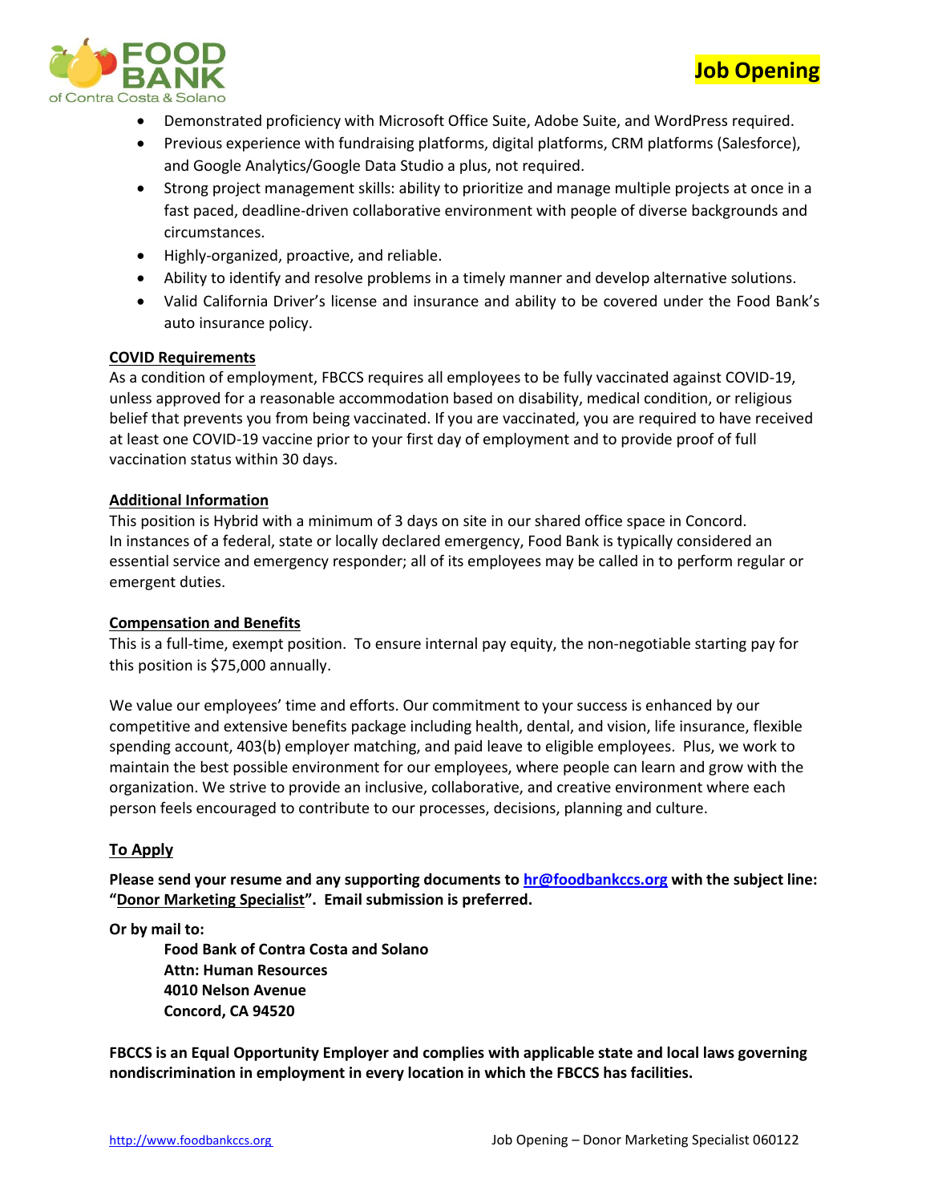- Demonstrated proficiency with Microsoft Office Suite, Adobe Suite, and WordPress required.
- Previous experience with fundraising platforms, digital platforms, CRM platforms (Salesforce), and Google Analytics/Google Data Studio a plus, not required.
- Strong project management skills: ability to prioritize and manage multiple projects at once in a fast paced, deadline-driven collaborative environment with people of diverse backgrounds and circumstances.
- Highly-organized, proactive, and reliable.
- Ability to identify and resolve problems in a timely manner and develop alternative solutions.
- Valid California Driver's license and insurance and ability to be covered under the Food Bank's auto insurance policy.

## COVID Requirements

As a condition of employment, FBCCS requires all employees to be fully vaccinated against COVID-19, unless approved for a reasonable accommodation based on disability, medical condition, or religious belief that prevents you from being vaccinated. If you are vaccinated, you are required to have received at least one COVID-19 vaccine prior to your first day of employment and to provide proof of full vaccination status within 30 days.

## Additional Information

This position is Hybrid with a minimum of 3 days on site in our shared office space in Concord. In instances of a federal, state or locally declared emergency, Food Bank is typically considered an essential service and emergency responder; all of its employees may be called in to perform regular or emergent duties.

## Compensation and Benefits

This is a full-time, exempt position. To ensure internal pay equity, the non-negotiable starting pay for this position is $75,000 annually.

We value our employees' time and efforts. Our commitment to your success is enhanced by our competitive and extensive benefits package including health, dental, and vision, life insurance, flexible spending account, 403(b) employer matching, and paid leave to eligible employees. Plus, we work to maintain the best possible environment for our employees, where people can learn and grow with the organization. We strive to provide an inclusive, collaborative, and creative environment where each person feels encouraged to contribute to our processes, decisions, planning and culture.

## To Apply

**Please send your resume and any supporting documents to hr@foodbankccs.org with the subject line: "Donor Marketing Specialist". Email submission is preferred.**

**Or by mail to:**

**Food Bank of Contra Costa and Solano**
**Attn: Human Resources**
**4010 Nelson Avenue**
**Concord, CA 94520**

**FBCCS is an Equal Opportunity Employer and complies with applicable state and local laws governing nondiscrimination in employment in every location in which the FBCCS has facilities.**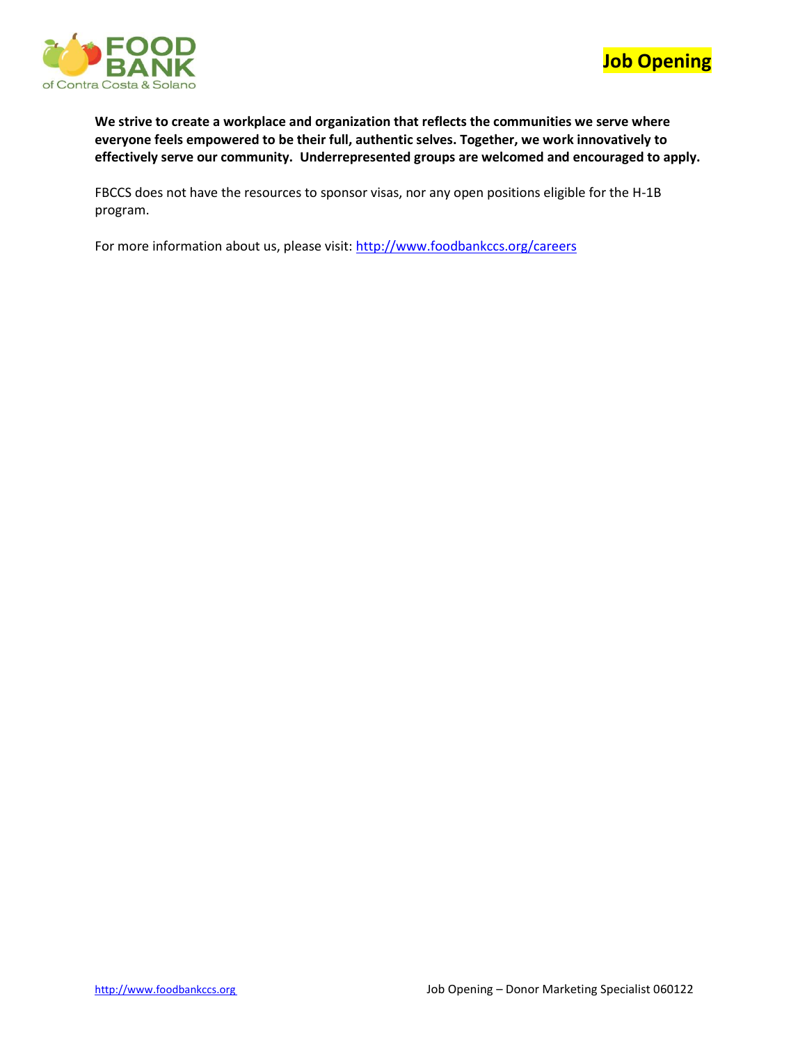**We strive to create a workplace and organization that reflects the communities we serve where everyone feels empowered to be their full, authentic selves. Together, we work innovatively to effectively serve our community. Underrepresented groups are welcomed and encouraged to apply.**

FBCCS does not have the resources to sponsor visas, nor any open positions eligible for the H-1B program.

For more information about us, please visit: [http://www.foodbankccs.org/careers](http://www.foodbankccs.org/careers)